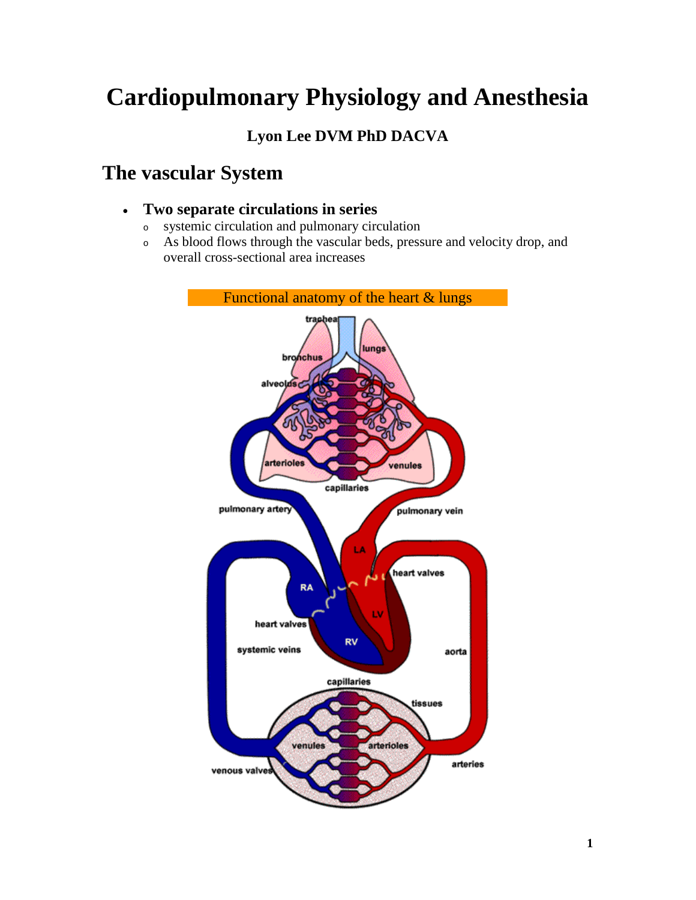# Cardiopulmonary Physiology and Anesthesia

**Lyon Lee DVM PhD DACVA**

## The vascular System

- **Two separate circulations in series**
  - systemic circulation and pulmonary circulation
  - As blood flows through the vascular beds, pressure and velocity drop, and overall cross-sectional area increases

Functional anatomy of the heart & lungs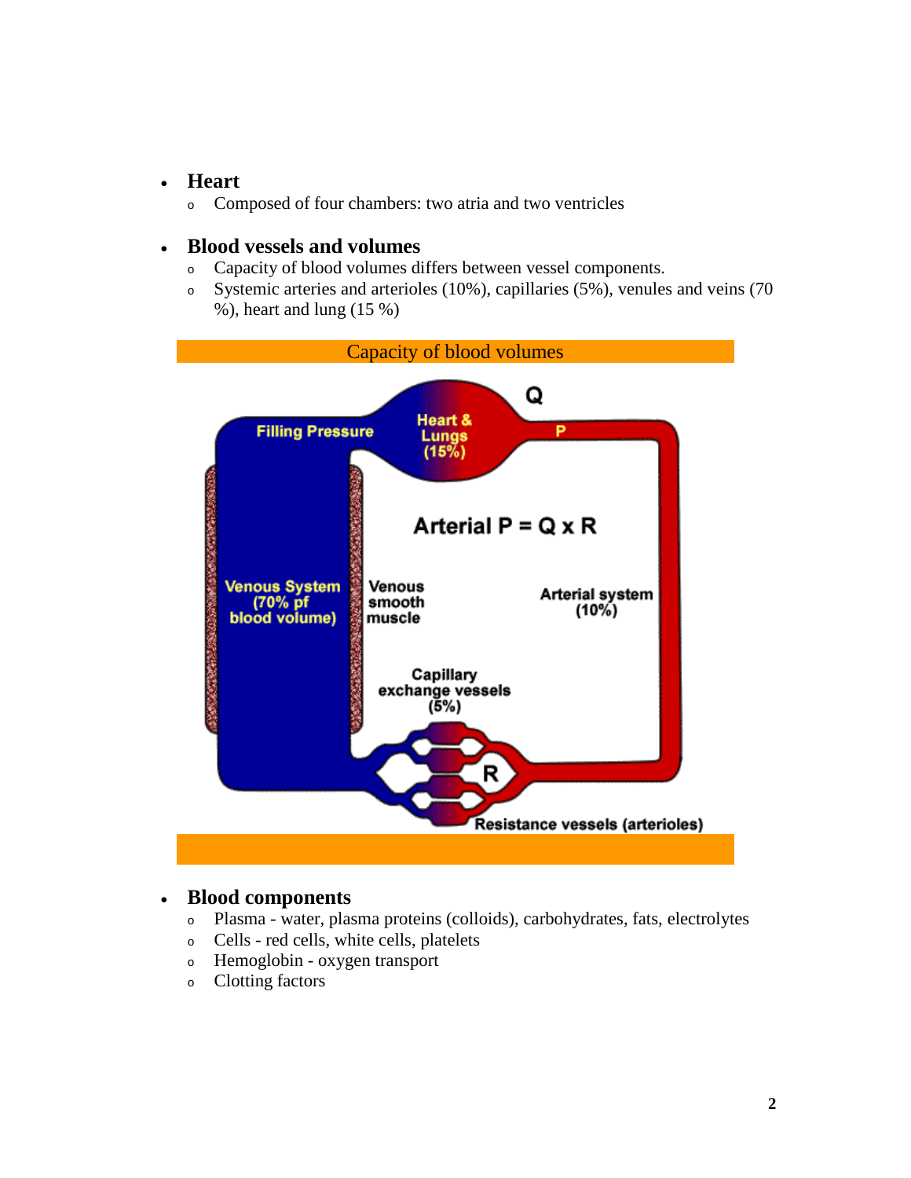- **Heart**
  - Composed of four chambers: two atria and two ventricles

- **Blood vessels and volumes**
  - Capacity of blood volumes differs between vessel components.
  - Systemic arteries and arterioles (10%), capillaries (5%), venules and veins (70 %), heart and lung (15 %)

Capacity of blood volumes

- **Blood components**
  - Plasma - water, plasma proteins (colloids), carbohydrates, fats, electrolytes
  - Cells - red cells, white cells, platelets
  - Hemoglobin - oxygen transport
  - Clotting factors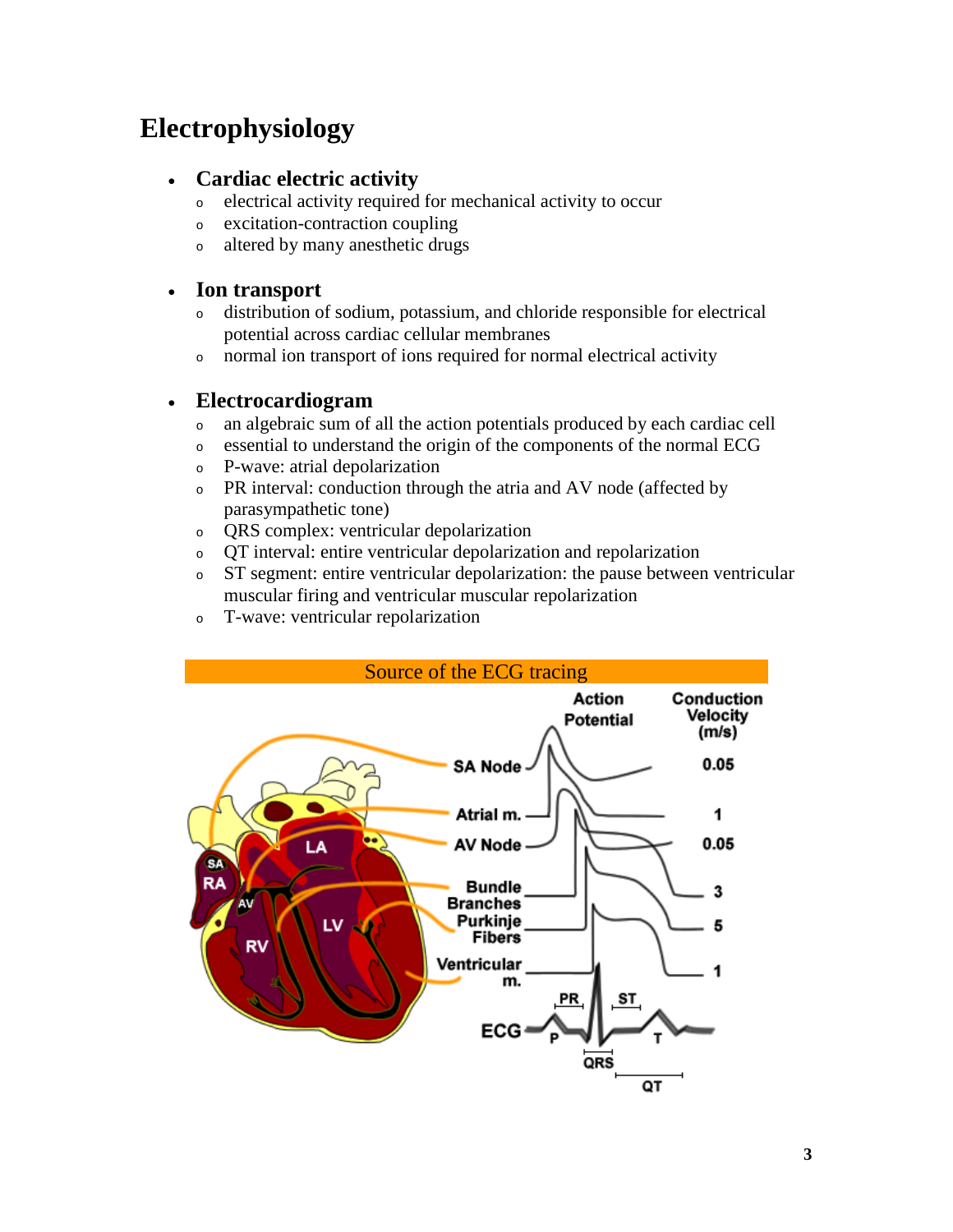# Electrophysiology

- **Cardiac electric activity**
  - electrical activity required for mechanical activity to occur
  - excitation-contraction coupling
  - altered by many anesthetic drugs

- **Ion transport**
  - distribution of sodium, potassium, and chloride responsible for electrical potential across cardiac cellular membranes
  - normal ion transport of ions required for normal electrical activity

- **Electrocardiogram**
  - an algebraic sum of all the action potentials produced by each cardiac cell
  - essential to understand the origin of the components of the normal ECG
  - P-wave: atrial depolarization
  - PR interval: conduction through the atria and AV node (affected by parasympathetic tone)
  - QRS complex: ventricular depolarization
  - QT interval: entire ventricular depolarization and repolarization
  - ST segment: entire ventricular depolarization: the pause between ventricular muscular firing and ventricular muscular repolarization
  - T-wave: ventricular repolarization

Source of the ECG tracing

| | Action Potential | Conduction Velocity (m/s) |
|---|---|---|
| SA Node | | 0.05 |
| Atrial m. | | 1 |
| AV Node | | 0.05 |
| Bundle Branches | | 3 |
| Purkinje Fibers | | 5 |
| Ventricular m. | | 1 |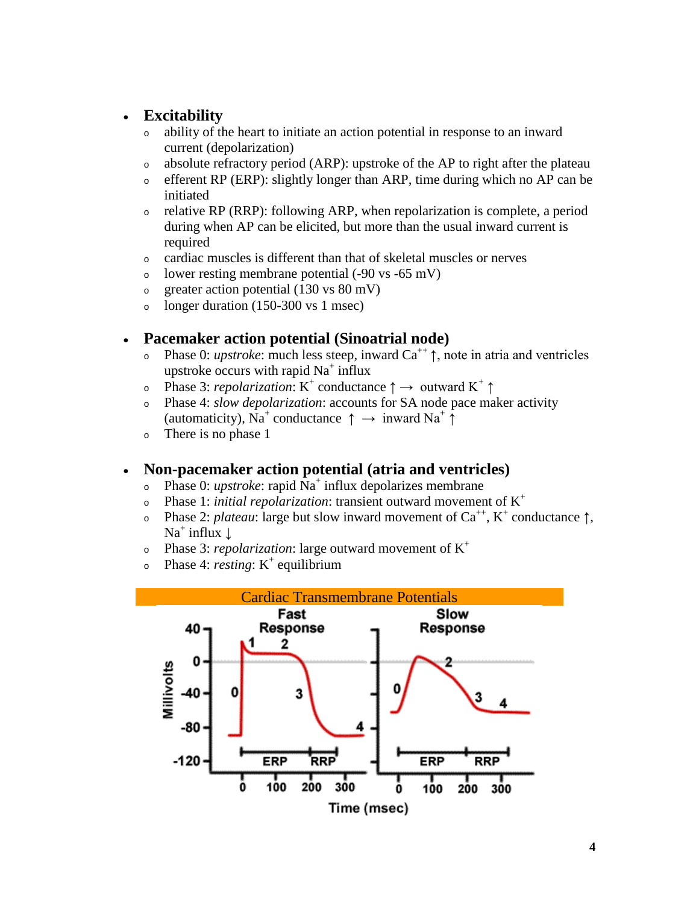- **Excitability**
  - ability of the heart to initiate an action potential in response to an inward current (depolarization)
  - absolute refractory period (ARP): upstroke of the AP to right after the plateau
  - efferent RP (ERP): slightly longer than ARP, time during which no AP can be initiated
  - relative RP (RRP): following ARP, when repolarization is complete, a period during when AP can be elicited, but more than the usual inward current is required
  - cardiac muscles is different than that of skeletal muscles or nerves
  - lower resting membrane potential (-90 vs -65 mV)
  - greater action potential (130 vs 80 mV)
  - longer duration (150-300 vs 1 msec)

- **Pacemaker action potential (Sinoatrial node)**
  - Phase 0: *upstroke*: much less steep, inward $Ca^{++}$ ↑, note in atria and ventricles upstroke occurs with rapid $Na^{+}$ influx
  - Phase 3: *repolarization*: $K^{+}$ conductance ↑ → outward $K^{+}$ ↑
  - Phase 4: *slow depolarization*: accounts for SA node pace maker activity (automaticity), $Na^{+}$ conductance ↑ → inward $Na^{+}$ ↑
  - There is no phase 1

- **Non-pacemaker action potential (atria and ventricles)**
  - Phase 0: *upstroke*: rapid $Na^{+}$ influx depolarizes membrane
  - Phase 1: *initial repolarization*: transient outward movement of $K^{+}$
  - Phase 2: *plateau*: large but slow inward movement of $Ca^{++}$, $K^{+}$ conductance ↑, $Na^{+}$ influx ↓
  - Phase 3: *repolarization*: large outward movement of $K^{+}$
  - Phase 4: *resting*: $K^{+}$ equilibrium

Cardiac Transmembrane Potentials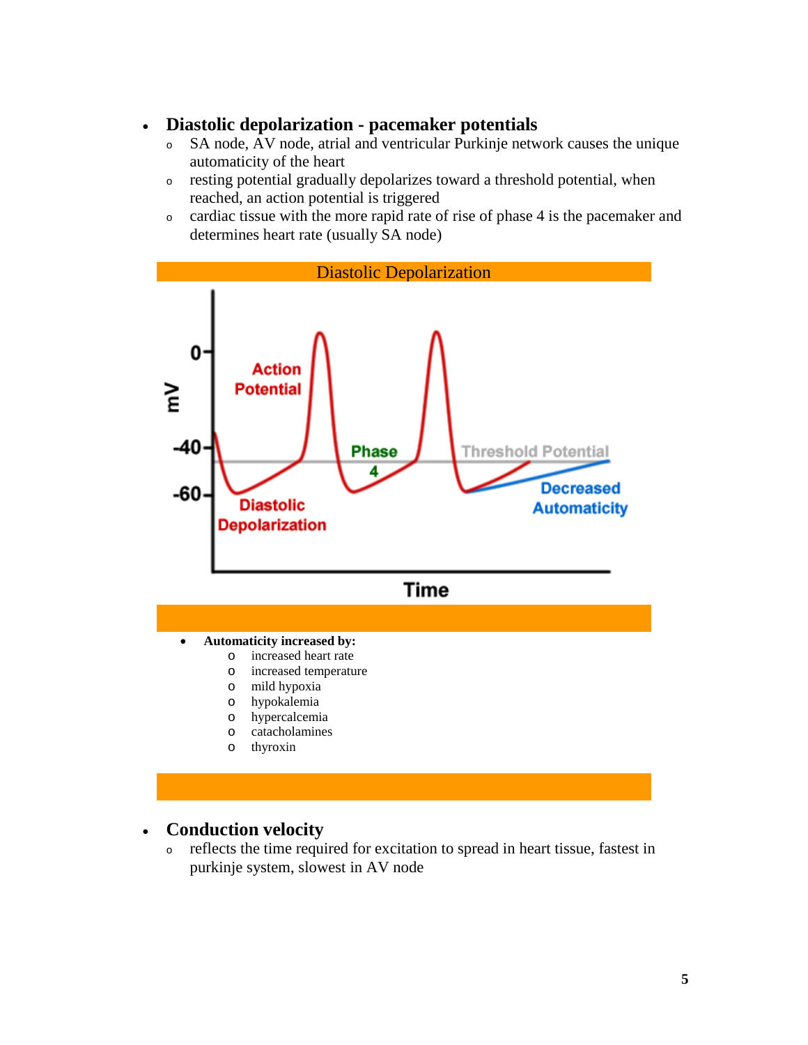- **Diastolic depolarization - pacemaker potentials**
  - SA node, AV node, atrial and ventricular Purkinje network causes the unique automaticity of the heart
  - resting potential gradually depolarizes toward a threshold potential, when reached, an action potential is triggered
  - cardiac tissue with the more rapid rate of rise of phase 4 is the pacemaker and determines heart rate (usually SA node)

Diastolic Depolarization

- **Automaticity increased by:**
  - increased heart rate
  - increased temperature
  - mild hypoxia
  - hypokalemia
  - hypercalcemia
  - catacholamines
  - thyroxin

- **Conduction velocity**
  - reflects the time required for excitation to spread in heart tissue, fastest in purkinje system, slowest in AV node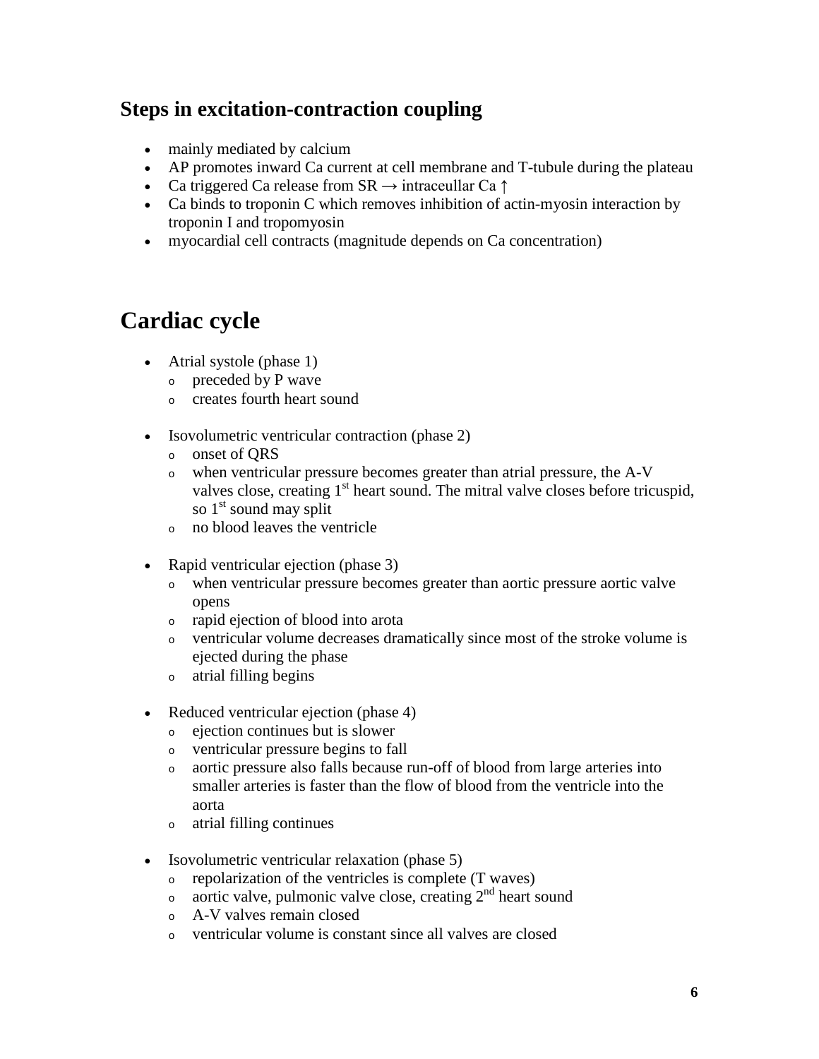### Steps in excitation-contraction coupling

- mainly mediated by calcium
- AP promotes inward Ca current at cell membrane and T-tubule during the plateau
- Ca triggered Ca release from SR → intraceullar Ca ↑
- Ca binds to troponin C which removes inhibition of actin-myosin interaction by troponin I and tropomyosin
- myocardial cell contracts (magnitude depends on Ca concentration)

## Cardiac cycle

- Atrial systole (phase 1)
  - preceded by P wave
  - creates fourth heart sound
- Isovolumetric ventricular contraction (phase 2)
  - onset of QRS
  - when ventricular pressure becomes greater than atrial pressure, the A-V valves close, creating 1st heart sound. The mitral valve closes before tricuspid, so 1st sound may split
  - no blood leaves the ventricle
- Rapid ventricular ejection (phase 3)
  - when ventricular pressure becomes greater than aortic pressure aortic valve opens
  - rapid ejection of blood into arota
  - ventricular volume decreases dramatically since most of the stroke volume is ejected during the phase
  - atrial filling begins
- Reduced ventricular ejection (phase 4)
  - ejection continues but is slower
  - ventricular pressure begins to fall
  - aortic pressure also falls because run-off of blood from large arteries into smaller arteries is faster than the flow of blood from the ventricle into the aorta
  - atrial filling continues
- Isovolumetric ventricular relaxation (phase 5)
  - repolarization of the ventricles is complete (T waves)
  - aortic valve, pulmonic valve close, creating 2nd heart sound
  - A-V valves remain closed
  - ventricular volume is constant since all valves are closed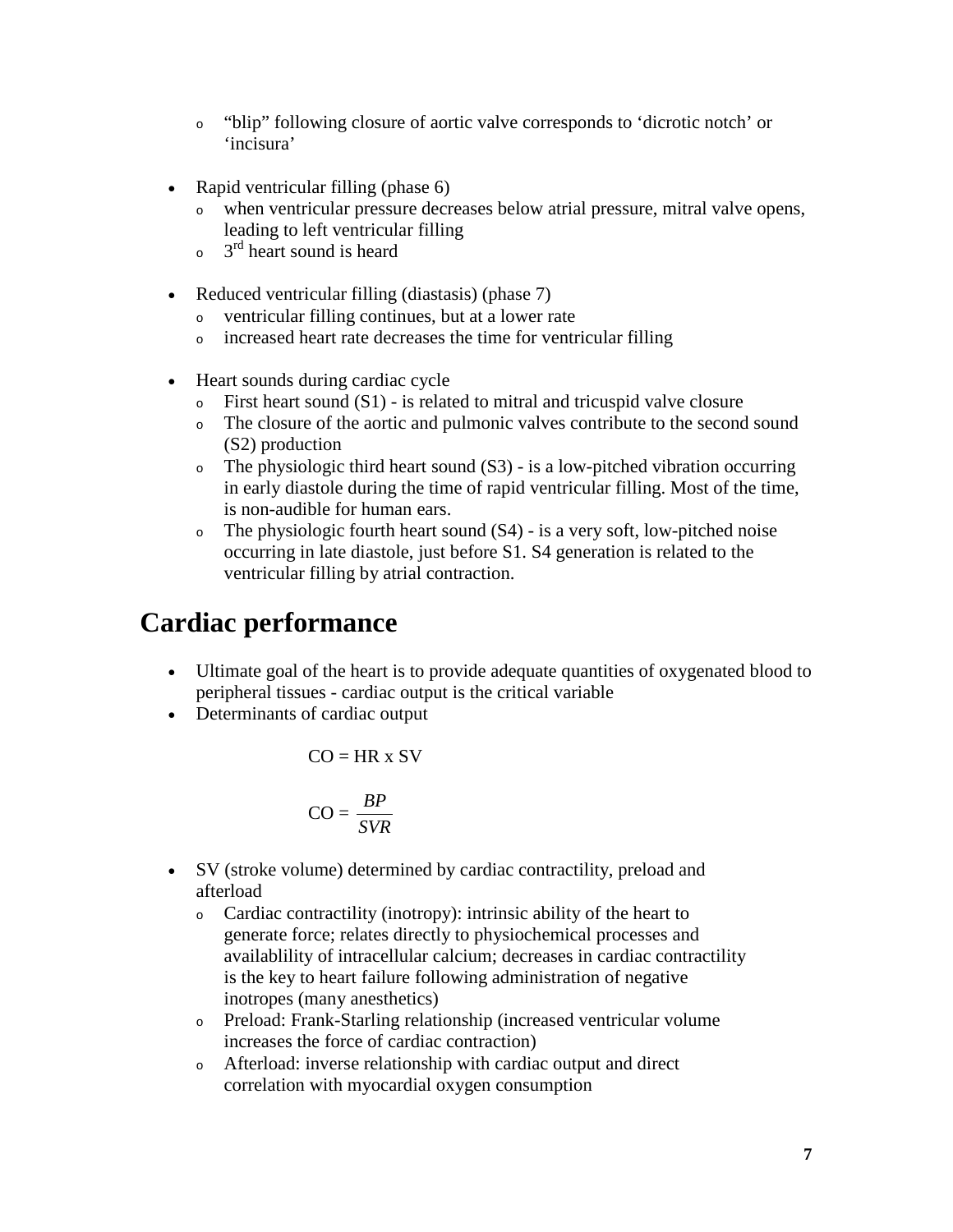- "blip" following closure of aortic valve corresponds to 'dicrotic notch' or 'incisura'

- Rapid ventricular filling (phase 6)
  - when ventricular pressure decreases below atrial pressure, mitral valve opens, leading to left ventricular filling
  - $3^{rd}$ heart sound is heard

- Reduced ventricular filling (diastasis) (phase 7)
  - ventricular filling continues, but at a lower rate
  - increased heart rate decreases the time for ventricular filling

- Heart sounds during cardiac cycle
  - First heart sound (S1) - is related to mitral and tricuspid valve closure
  - The closure of the aortic and pulmonic valves contribute to the second sound (S2) production
  - The physiologic third heart sound (S3) - is a low-pitched vibration occurring in early diastole during the time of rapid ventricular filling. Most of the time, is non-audible for human ears.
  - The physiologic fourth heart sound (S4) - is a very soft, low-pitched noise occurring in late diastole, just before S1. S4 generation is related to the ventricular filling by atrial contraction.

# Cardiac performance

- Ultimate goal of the heart is to provide adequate quantities of oxygenated blood to peripheral tissues - cardiac output is the critical variable
- Determinants of cardiac output

$$CO = HR \times SV$$

$$CO = \frac{BP}{SVR}$$

- SV (stroke volume) determined by cardiac contractility, preload and afterload
  - Cardiac contractility (inotropy): intrinsic ability of the heart to generate force; relates directly to physiochemical processes and availablility of intracellular calcium; decreases in cardiac contractility is the key to heart failure following administration of negative inotropes (many anesthetics)
  - Preload: Frank-Starling relationship (increased ventricular volume increases the force of cardiac contraction)
  - Afterload: inverse relationship with cardiac output and direct correlation with myocardial oxygen consumption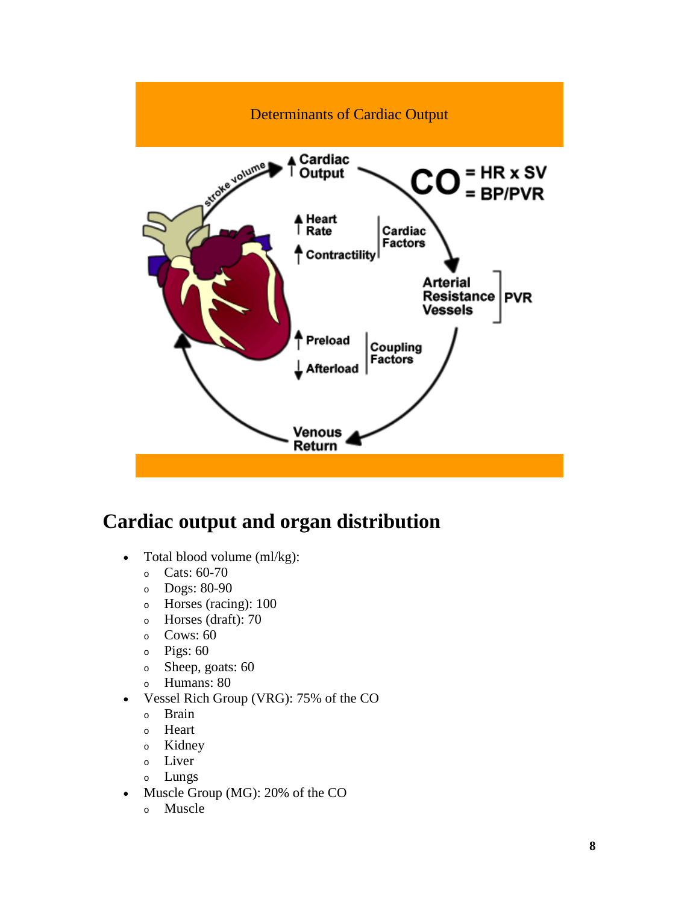Determinants of Cardiac Output

## Cardiac output and organ distribution

- Total blood volume (ml/kg):
  - Cats: 60-70
  - Dogs: 80-90
  - Horses (racing): 100
  - Horses (draft): 70
  - Cows: 60
  - Pigs: 60
  - Sheep, goats: 60
  - Humans: 80
- Vessel Rich Group (VRG): 75% of the CO
  - Brain
  - Heart
  - Kidney
  - Liver
  - Lungs
- Muscle Group (MG): 20% of the CO
  - Muscle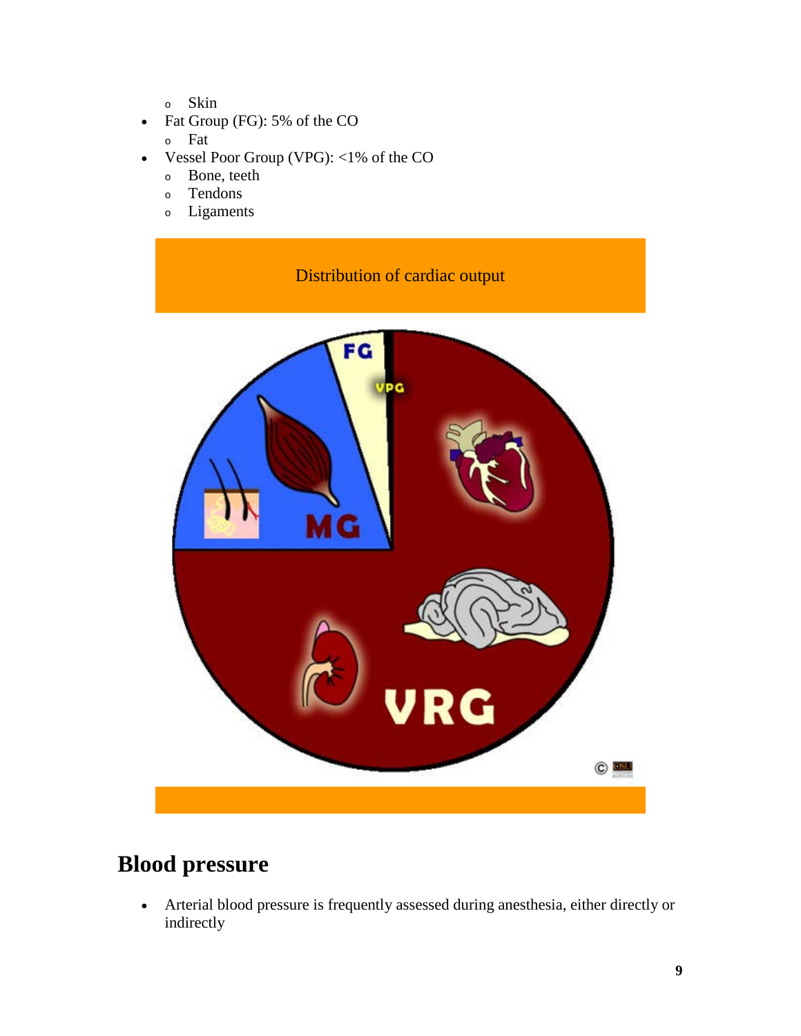- Skin
- Fat Group (FG): 5% of the CO
  - Fat
- Vessel Poor Group (VPG): <1% of the CO
  - Bone, teeth
  - Tendons
  - Ligaments

Distribution of cardiac output

## Blood pressure

- Arterial blood pressure is frequently assessed during anesthesia, either directly or indirectly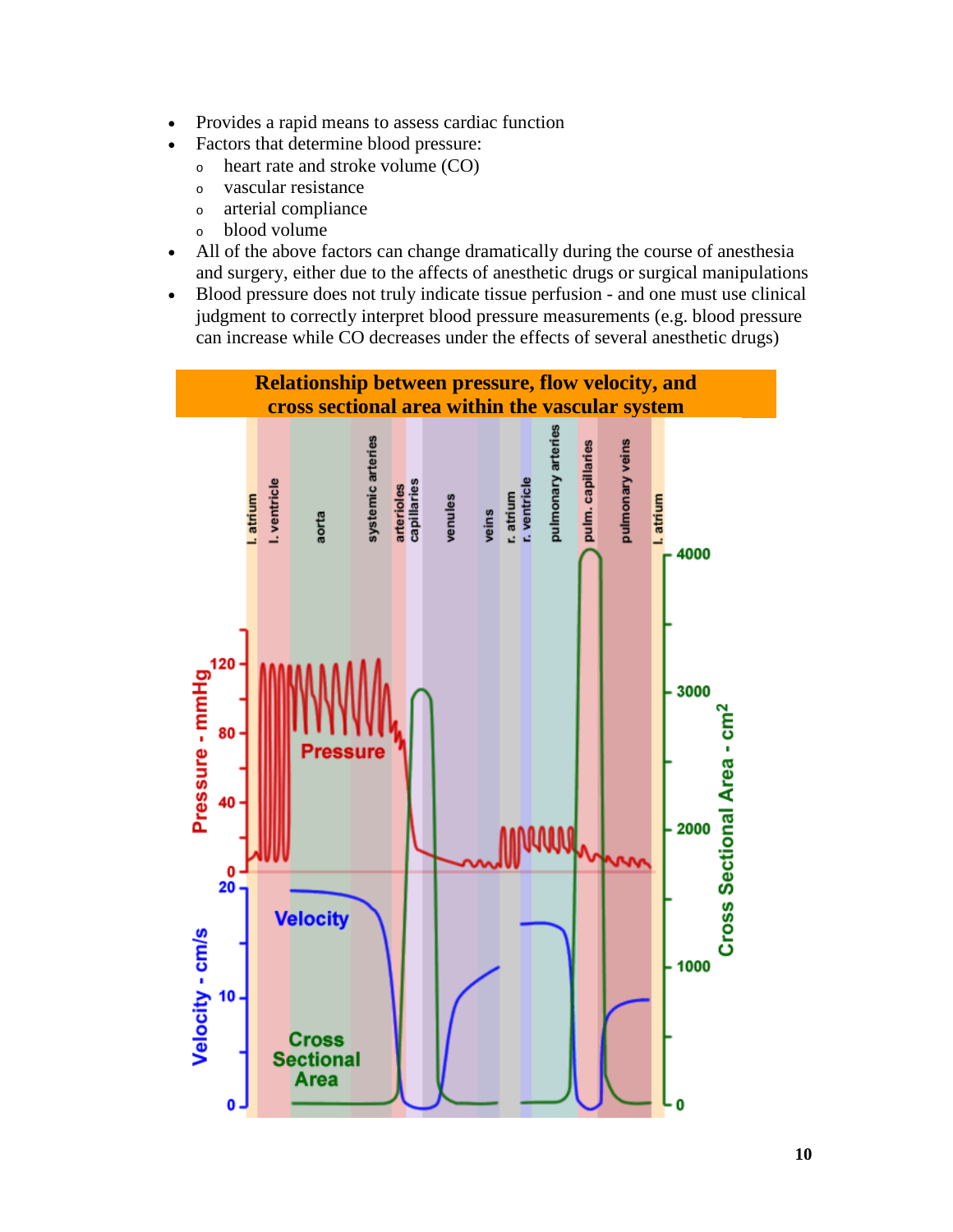- Provides a rapid means to assess cardiac function
- Factors that determine blood pressure:
  - heart rate and stroke volume (CO)
  - vascular resistance
  - arterial compliance
  - blood volume
- All of the above factors can change dramatically during the course of anesthesia and surgery, either due to the affects of anesthetic drugs or surgical manipulations
- Blood pressure does not truly indicate tissue perfusion - and one must use clinical judgment to correctly interpret blood pressure measurements (e.g. blood pressure can increase while CO decreases under the effects of several anesthetic drugs)

**Relationship between pressure, flow velocity, and cross sectional area within the vascular system**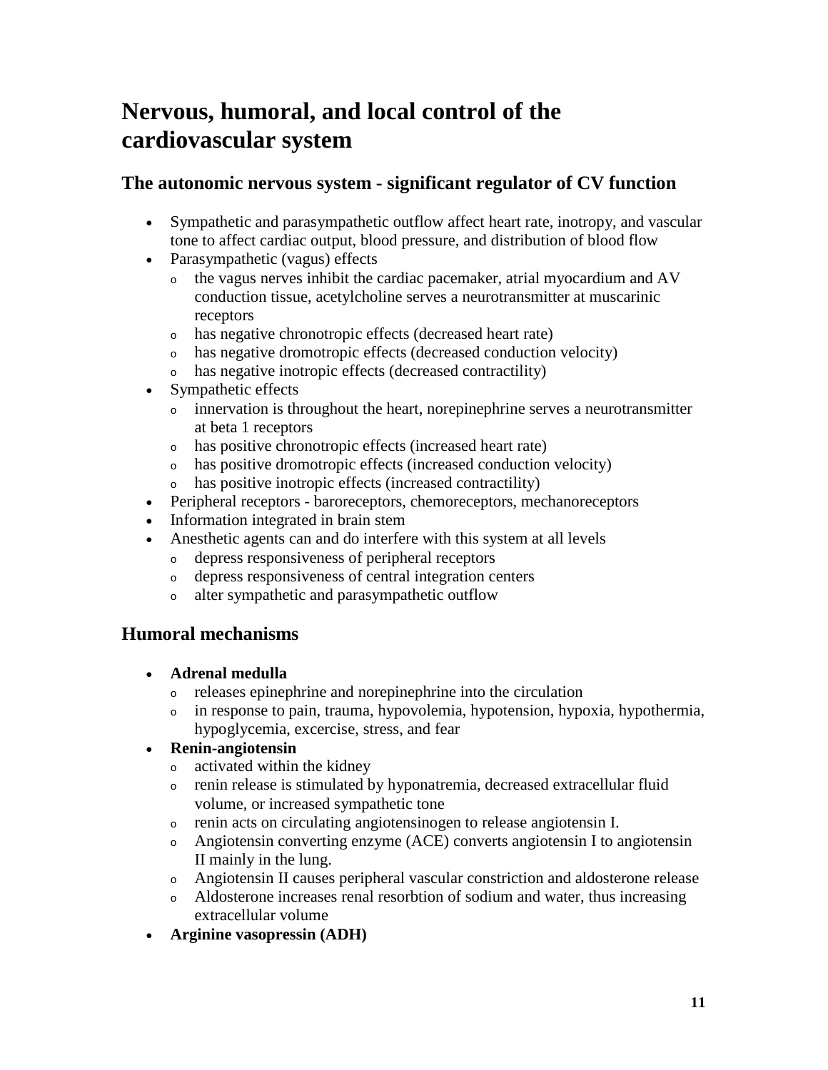# Nervous, humoral, and local control of the cardiovascular system

## The autonomic nervous system - significant regulator of CV function

- Sympathetic and parasympathetic outflow affect heart rate, inotropy, and vascular tone to affect cardiac output, blood pressure, and distribution of blood flow
- Parasympathetic (vagus) effects
  - the vagus nerves inhibit the cardiac pacemaker, atrial myocardium and AV conduction tissue, acetylcholine serves a neurotransmitter at muscarinic receptors
  - has negative chronotropic effects (decreased heart rate)
  - has negative dromotropic effects (decreased conduction velocity)
  - has negative inotropic effects (decreased contractility)
- Sympathetic effects
  - innervation is throughout the heart, norepinephrine serves a neurotransmitter at beta 1 receptors
  - has positive chronotropic effects (increased heart rate)
  - has positive dromotropic effects (increased conduction velocity)
  - has positive inotropic effects (increased contractility)
- Peripheral receptors - baroreceptors, chemoreceptors, mechanoreceptors
- Information integrated in brain stem
- Anesthetic agents can and do interfere with this system at all levels
  - depress responsiveness of peripheral receptors
  - depress responsiveness of central integration centers
  - alter sympathetic and parasympathetic outflow

## Humoral mechanisms

- **Adrenal medulla**
  - releases epinephrine and norepinephrine into the circulation
  - in response to pain, trauma, hypovolemia, hypotension, hypoxia, hypothermia, hypoglycemia, excercise, stress, and fear
- **Renin-angiotensin**
  - activated within the kidney
  - renin release is stimulated by hyponatremia, decreased extracellular fluid volume, or increased sympathetic tone
  - renin acts on circulating angiotensinogen to release angiotensin I.
  - Angiotensin converting enzyme (ACE) converts angiotensin I to angiotensin II mainly in the lung.
  - Angiotensin II causes peripheral vascular constriction and aldosterone release
  - Aldosterone increases renal resorbtion of sodium and water, thus increasing extracellular volume
- **Arginine vasopressin (ADH)**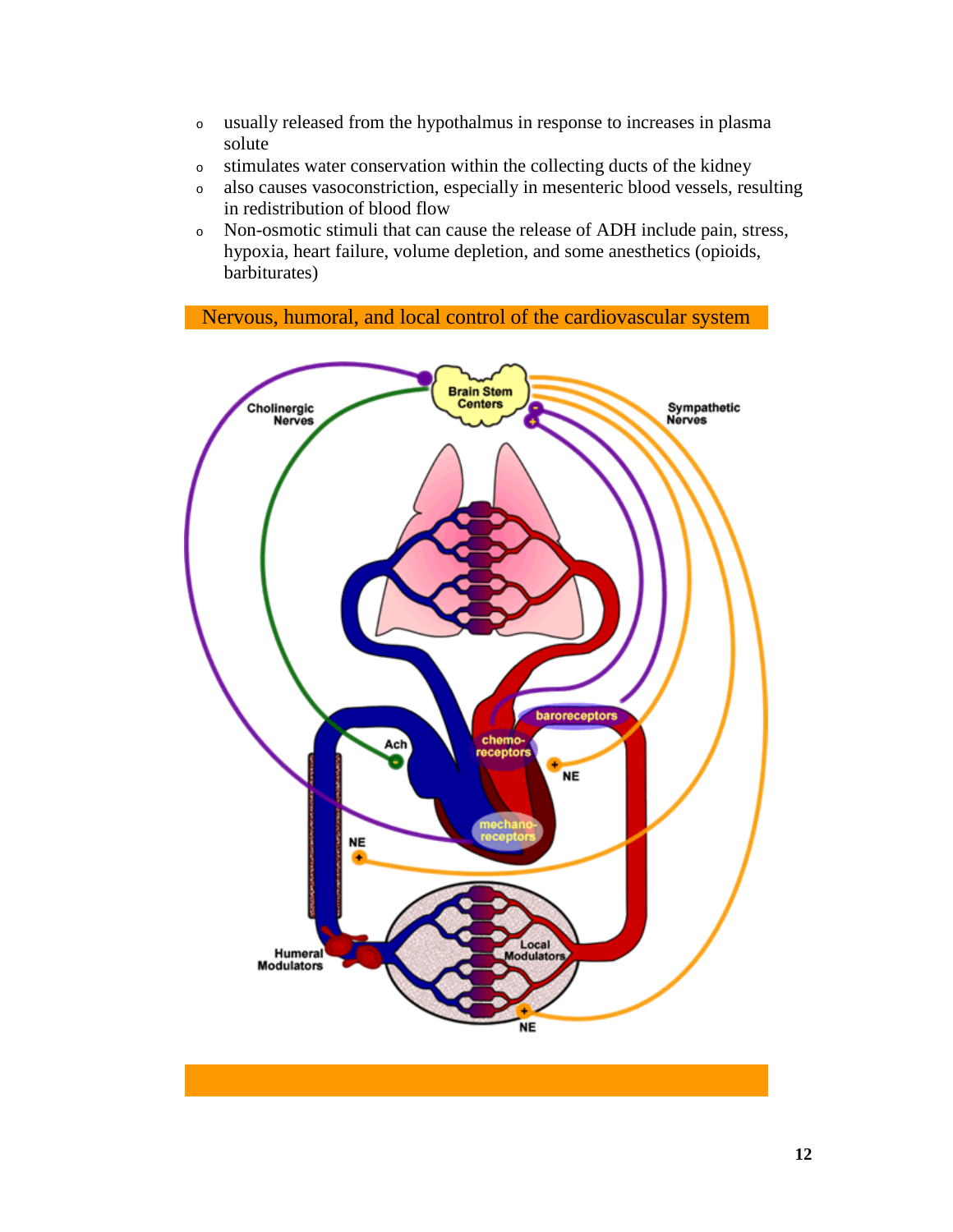- usually released from the hypothalmus in response to increases in plasma solute
- stimulates water conservation within the collecting ducts of the kidney
- also causes vasoconstriction, especially in mesenteric blood vessels, resulting in redistribution of blood flow
- Non-osmotic stimuli that can cause the release of ADH include pain, stress, hypoxia, heart failure, volume depletion, and some anesthetics (opioids, barbiturates)

## Nervous, humoral, and local control of the cardiovascular system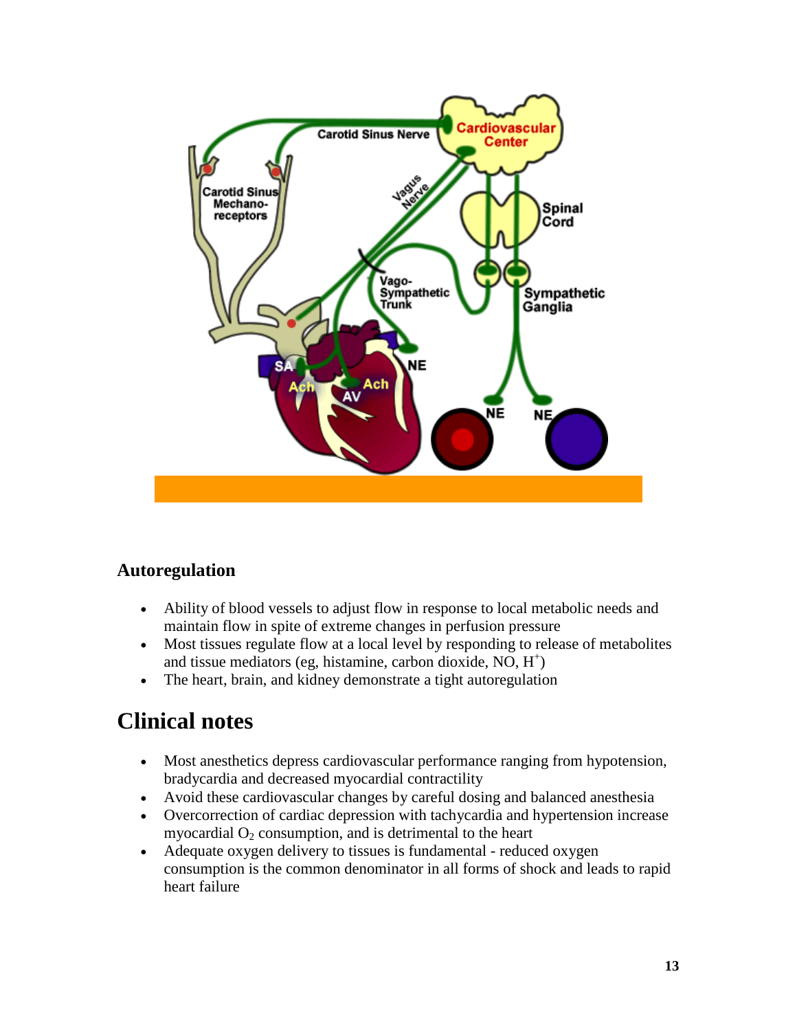## Autoregulation

- Ability of blood vessels to adjust flow in response to local metabolic needs and maintain flow in spite of extreme changes in perfusion pressure
- Most tissues regulate flow at a local level by responding to release of metabolites and tissue mediators (eg, histamine, carbon dioxide, NO, $H^+$)
- The heart, brain, and kidney demonstrate a tight autoregulation

# Clinical notes

- Most anesthetics depress cardiovascular performance ranging from hypotension, bradycardia and decreased myocardial contractility
- Avoid these cardiovascular changes by careful dosing and balanced anesthesia
- Overcorrection of cardiac depression with tachycardia and hypertension increase myocardial $O_2$ consumption, and is detrimental to the heart
- Adequate oxygen delivery to tissues is fundamental - reduced oxygen consumption is the common denominator in all forms of shock and leads to rapid heart failure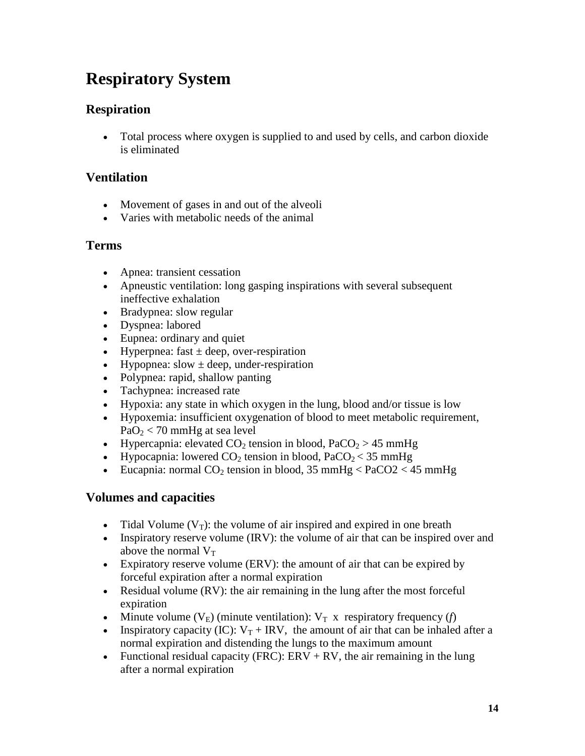# Respiratory System

## Respiration

- Total process where oxygen is supplied to and used by cells, and carbon dioxide is eliminated

## Ventilation

- Movement of gases in and out of the alveoli
- Varies with metabolic needs of the animal

## Terms

- Apnea: transient cessation
- Apneustic ventilation: long gasping inspirations with several subsequent ineffective exhalation
- Bradypnea: slow regular
- Dyspnea: labored
- Eupnea: ordinary and quiet
- Hyperpnea: fast ± deep, over-respiration
- Hypopnea: slow ± deep, under-respiration
- Polypnea: rapid, shallow panting
- Tachypnea: increased rate
- Hypoxia: any state in which oxygen in the lung, blood and/or tissue is low
- Hypoxemia: insufficient oxygenation of blood to meet metabolic requirement, $PaO_2 < 70$ mmHg at sea level
- Hypercapnia: elevated $CO_2$ tension in blood, $PaCO_2 > 45$ mmHg
- Hypocapnia: lowered $CO_2$ tension in blood, $PaCO_2 < 35$ mmHg
- Eucapnia: normal $CO_2$ tension in blood, 35 mmHg < $PaCO2$ < 45 mmHg

## Volumes and capacities

- Tidal Volume ($V_T$): the volume of air inspired and expired in one breath
- Inspiratory reserve volume (IRV): the volume of air that can be inspired over and above the normal $V_T$
- Expiratory reserve volume (ERV): the amount of air that can be expired by forceful expiration after a normal expiration
- Residual volume (RV): the air remaining in the lung after the most forceful expiration
- Minute volume ($V_E$) (minute ventilation): $V_T$ x respiratory frequency ($f$)
- Inspiratory capacity (IC): $V_T$ + IRV, the amount of air that can be inhaled after a normal expiration and distending the lungs to the maximum amount
- Functional residual capacity (FRC): ERV + RV, the air remaining in the lung after a normal expiration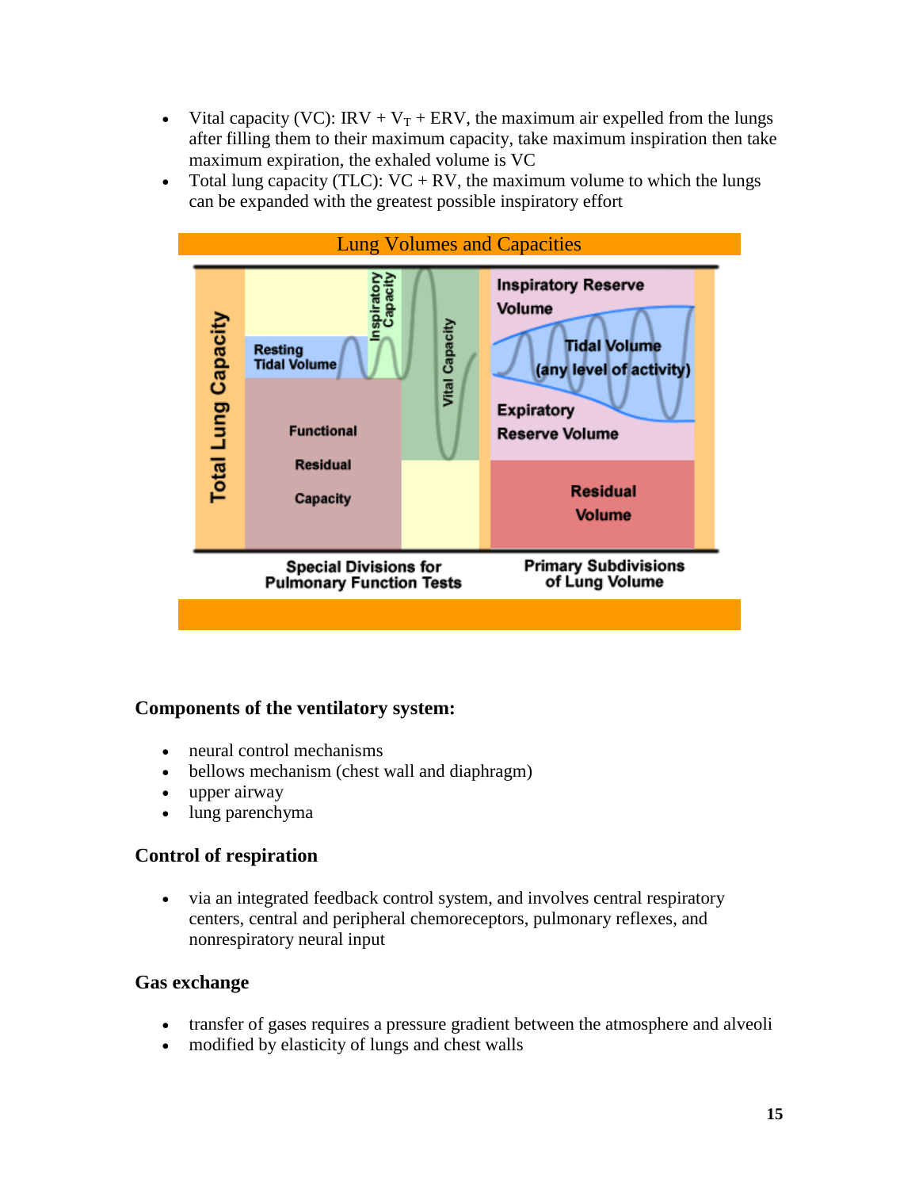- Vital capacity (VC): IRV + $V_T$ + ERV, the maximum air expelled from the lungs after filling them to their maximum capacity, take maximum inspiration then take maximum expiration, the exhaled volume is VC
- Total lung capacity (TLC): VC + RV, the maximum volume to which the lungs can be expanded with the greatest possible inspiratory effort

Lung Volumes and Capacities

Total Lung Capacity

Resting Tidal Volume

Inspiratory Capacity

Vital Capacity

Functional Residual Capacity

Inspiratory Reserve Volume

Tidal Volume (any level of activity)

Expiratory Reserve Volume

Residual Volume

Special Divisions for Pulmonary Function Tests

Primary Subdivisions of Lung Volume

**Components of the ventilatory system:**

- neural control mechanisms
- bellows mechanism (chest wall and diaphragm)
- upper airway
- lung parenchyma

**Control of respiration**

- via an integrated feedback control system, and involves central respiratory centers, central and peripheral chemoreceptors, pulmonary reflexes, and nonrespiratory neural input

**Gas exchange**

- transfer of gases requires a pressure gradient between the atmosphere and alveoli
- modified by elasticity of lungs and chest walls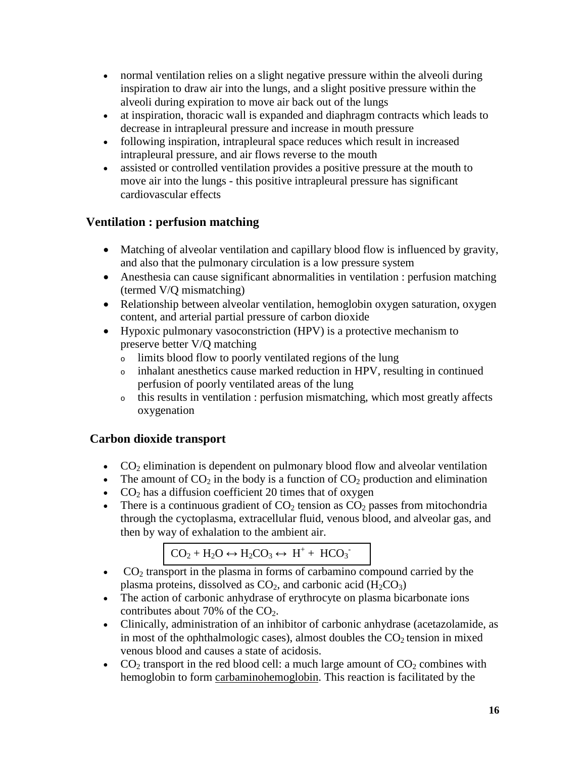- normal ventilation relies on a slight negative pressure within the alveoli during inspiration to draw air into the lungs, and a slight positive pressure within the alveoli during expiration to move air back out of the lungs
- at inspiration, thoracic wall is expanded and diaphragm contracts which leads to decrease in intrapleural pressure and increase in mouth pressure
- following inspiration, intrapleural space reduces which result in increased intrapleural pressure, and air flows reverse to the mouth
- assisted or controlled ventilation provides a positive pressure at the mouth to move air into the lungs - this positive intrapleural pressure has significant cardiovascular effects

## Ventilation : perfusion matching

- Matching of alveolar ventilation and capillary blood flow is influenced by gravity, and also that the pulmonary circulation is a low pressure system
- Anesthesia can cause significant abnormalities in ventilation : perfusion matching (termed V/Q mismatching)
- Relationship between alveolar ventilation, hemoglobin oxygen saturation, oxygen content, and arterial partial pressure of carbon dioxide
- Hypoxic pulmonary vasoconstriction (HPV) is a protective mechanism to preserve better V/Q matching
  - limits blood flow to poorly ventilated regions of the lung
  - inhalant anesthetics cause marked reduction in HPV, resulting in continued perfusion of poorly ventilated areas of the lung
  - this results in ventilation : perfusion mismatching, which most greatly affects oxygenation

## Carbon dioxide transport

- $CO_2$ elimination is dependent on pulmonary blood flow and alveolar ventilation
- The amount of $CO_2$ in the body is a function of $CO_2$ production and elimination
- $CO_2$ has a diffusion coefficient 20 times that of oxygen
- There is a continuous gradient of $CO_2$ tension as $CO_2$ passes from mitochondria through the cyctoplasma, extracellular fluid, venous blood, and alveolar gas, and then by way of exhalation to the ambient air.

$$CO_2 + H_2O \leftrightarrow H_2CO_3 \leftrightarrow H^+ + HCO_3^-$$

- $CO_2$ transport in the plasma in forms of carbamino compound carried by the plasma proteins, dissolved as $CO_2$, and carbonic acid ($H_2CO_3$)
- The action of carbonic anhydrase of erythrocyte on plasma bicarbonate ions contributes about 70% of the $CO_2$.
- Clinically, administration of an inhibitor of carbonic anhydrase (acetazolamide, as in most of the ophthalmologic cases), almost doubles the $CO_2$ tension in mixed venous blood and causes a state of acidosis.
- $CO_2$ transport in the red blood cell: a much large amount of $CO_2$ combines with hemoglobin to form carbaminohemoglobin. This reaction is facilitated by the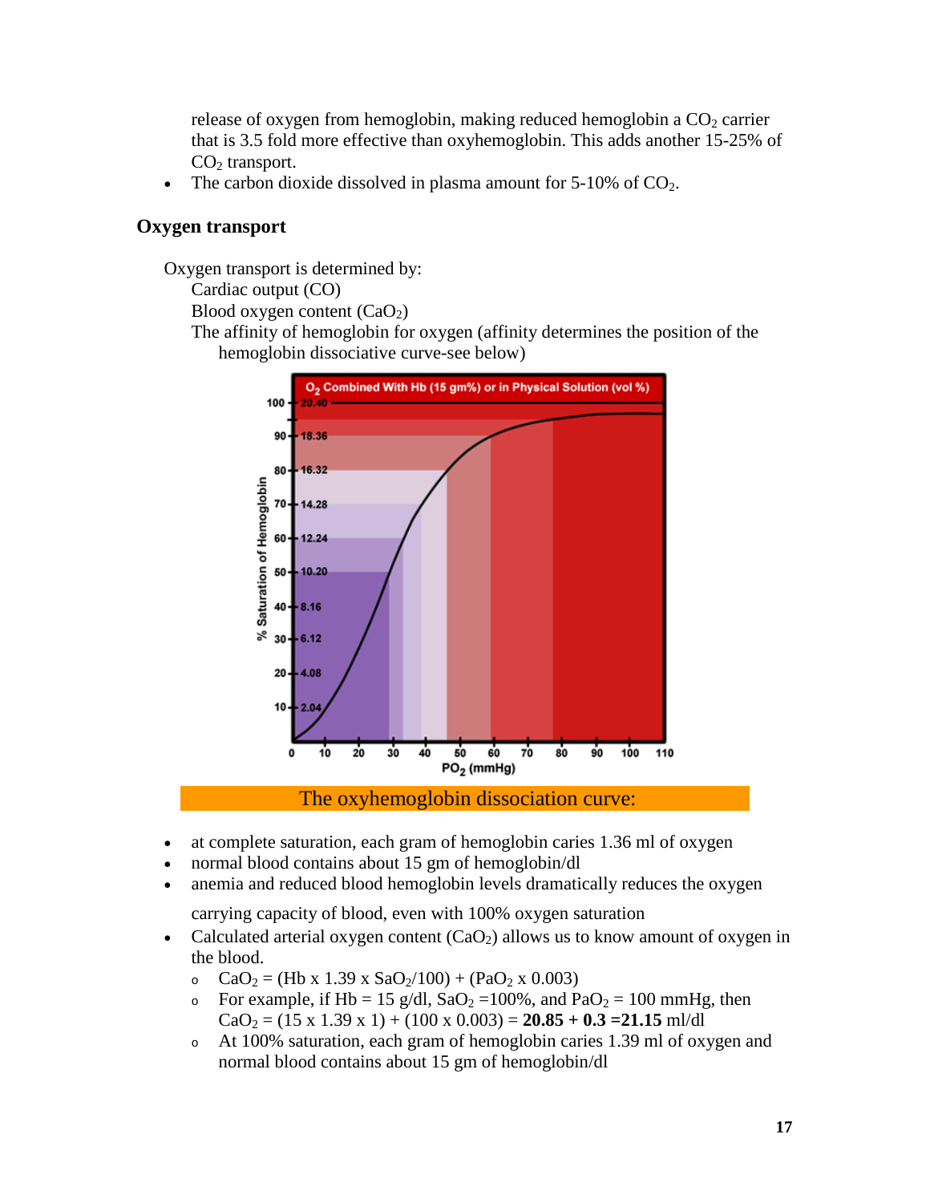release of oxygen from hemoglobin, making reduced hemoglobin a $CO_2$ carrier that is 3.5 fold more effective than oxyhemoglobin. This adds another 15-25% of $CO_2$ transport.

- The carbon dioxide dissolved in plasma amount for 5-10% of $CO_2$.

### Oxygen transport

Oxygen transport is determined by:

Cardiac output (CO)

Blood oxygen content ($CaO_2$)

The affinity of hemoglobin for oxygen (affinity determines the position of the hemoglobin dissociative curve-see below)

The oxyhemoglobin dissociation curve:

- at complete saturation, each gram of hemoglobin caries 1.36 ml of oxygen
- normal blood contains about 15 gm of hemoglobin/dl
- anemia and reduced blood hemoglobin levels dramatically reduces the oxygen carrying capacity of blood, even with 100% oxygen saturation
- Calculated arterial oxygen content ($CaO_2$) allows us to know amount of oxygen in the blood.
  - $CaO_2 = (Hb \times 1.39 \times SaO_2/100) + (PaO_2 \times 0.003)$
  - For example, if Hb = 15 g/dl, $SaO_2$ =100%, and $PaO_2$ = 100 mmHg, then $CaO_2 = (15 \times 1.39 \times 1) + (100 \times 0.003) =$ **20.85 + 0.3 =21.15** ml/dl
  - At 100% saturation, each gram of hemoglobin caries 1.39 ml of oxygen and normal blood contains about 15 gm of hemoglobin/dl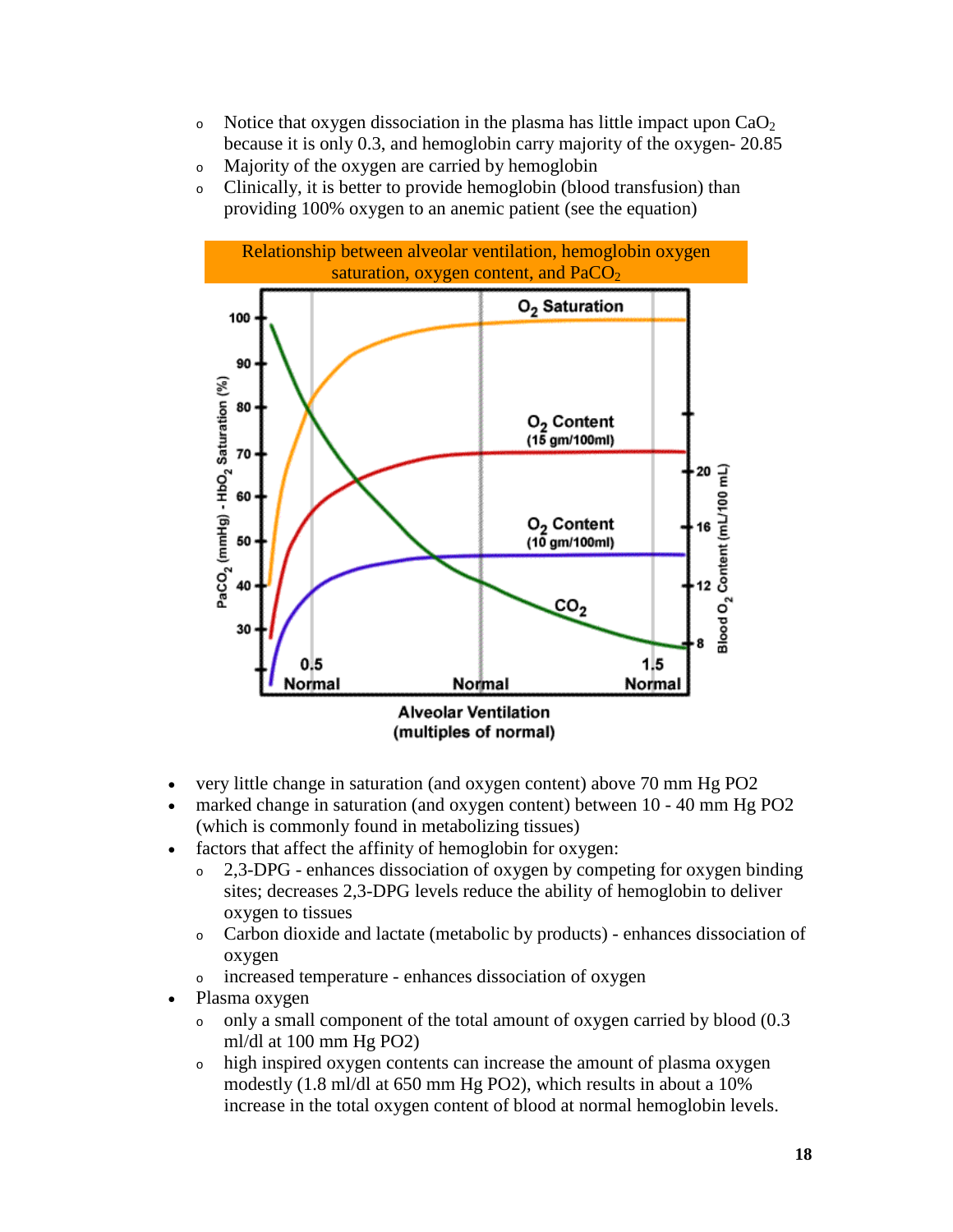- Notice that oxygen dissociation in the plasma has little impact upon $CaO_2$ because it is only 0.3, and hemoglobin carry majority of the oxygen- 20.85
- Majority of the oxygen are carried by hemoglobin
- Clinically, it is better to provide hemoglobin (blood transfusion) than providing 100% oxygen to an anemic patient (see the equation)

Relationship between alveolar ventilation, hemoglobin oxygen saturation, oxygen content, and $PaCO_2$

- very little change in saturation (and oxygen content) above 70 mm Hg PO2
- marked change in saturation (and oxygen content) between 10 - 40 mm Hg PO2 (which is commonly found in metabolizing tissues)
- factors that affect the affinity of hemoglobin for oxygen:
  - 2,3-DPG - enhances dissociation of oxygen by competing for oxygen binding sites; decreases 2,3-DPG levels reduce the ability of hemoglobin to deliver oxygen to tissues
  - Carbon dioxide and lactate (metabolic by products) - enhances dissociation of oxygen
  - increased temperature - enhances dissociation of oxygen
- Plasma oxygen
  - only a small component of the total amount of oxygen carried by blood (0.3 ml/dl at 100 mm Hg PO2)
  - high inspired oxygen contents can increase the amount of plasma oxygen modestly (1.8 ml/dl at 650 mm Hg PO2), which results in about a 10% increase in the total oxygen content of blood at normal hemoglobin levels.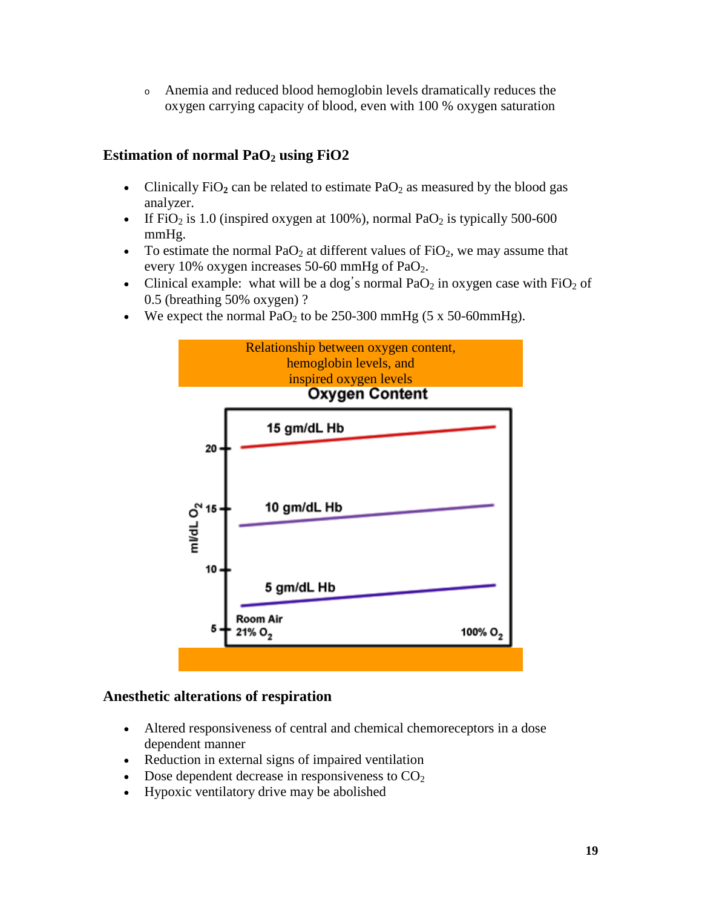- Anemia and reduced blood hemoglobin levels dramatically reduces the oxygen carrying capacity of blood, even with 100 % oxygen saturation

### Estimation of normal $PaO_2$ using FiO2

- Clinically $FiO_2$ can be related to estimate $PaO_2$ as measured by the blood gas analyzer.
- If $FiO_2$ is 1.0 (inspired oxygen at 100%), normal $PaO_2$ is typically 500-600 mmHg.
- To estimate the normal $PaO_2$ at different values of $FiO_2$, we may assume that every 10% oxygen increases 50-60 mmHg of $PaO_2$.
- Clinical example: what will be a dog's normal $PaO_2$ in oxygen case with $FiO_2$ of 0.5 (breathing 50% oxygen) ?
- We expect the normal $PaO_2$ to be 250-300 mmHg (5 x 50-60mmHg).

Relationship between oxygen content, hemoglobin levels, and inspired oxygen levels

**Oxygen Content**

(Chart: y-axis ml/dL $O_2$ (5, 10, 15, 20); x-axis from Room Air 21% $O_2$ to 100% $O_2$; lines for 15 gm/dL Hb, 10 gm/dL Hb, 5 gm/dL Hb)

### Anesthetic alterations of respiration

- Altered responsiveness of central and chemical chemoreceptors in a dose dependent manner
- Reduction in external signs of impaired ventilation
- Dose dependent decrease in responsiveness to $CO_2$
- Hypoxic ventilatory drive may be abolished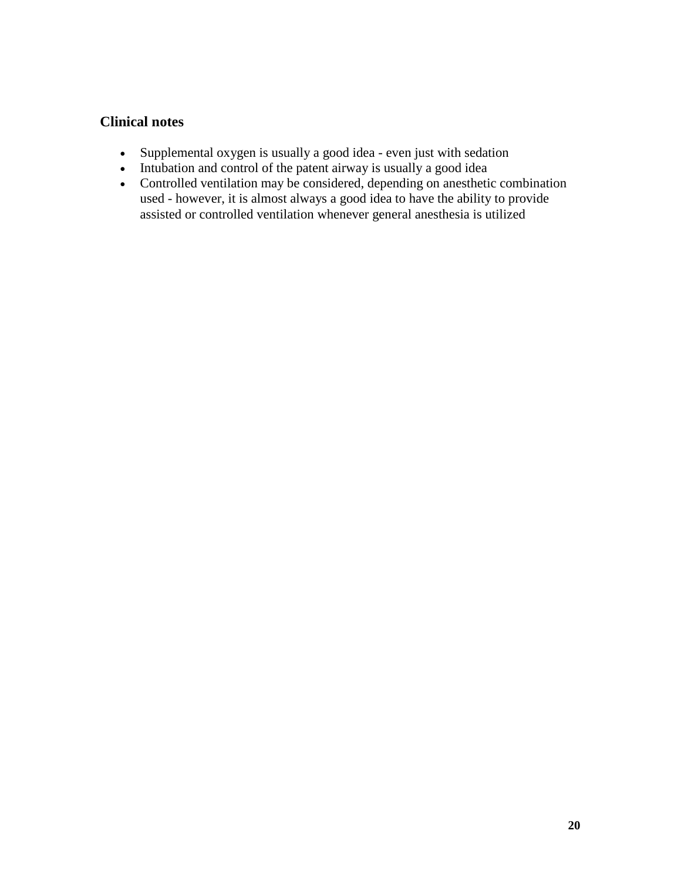### Clinical notes

- Supplemental oxygen is usually a good idea - even just with sedation
- Intubation and control of the patent airway is usually a good idea
- Controlled ventilation may be considered, depending on anesthetic combination used - however, it is almost always a good idea to have the ability to provide assisted or controlled ventilation whenever general anesthesia is utilized